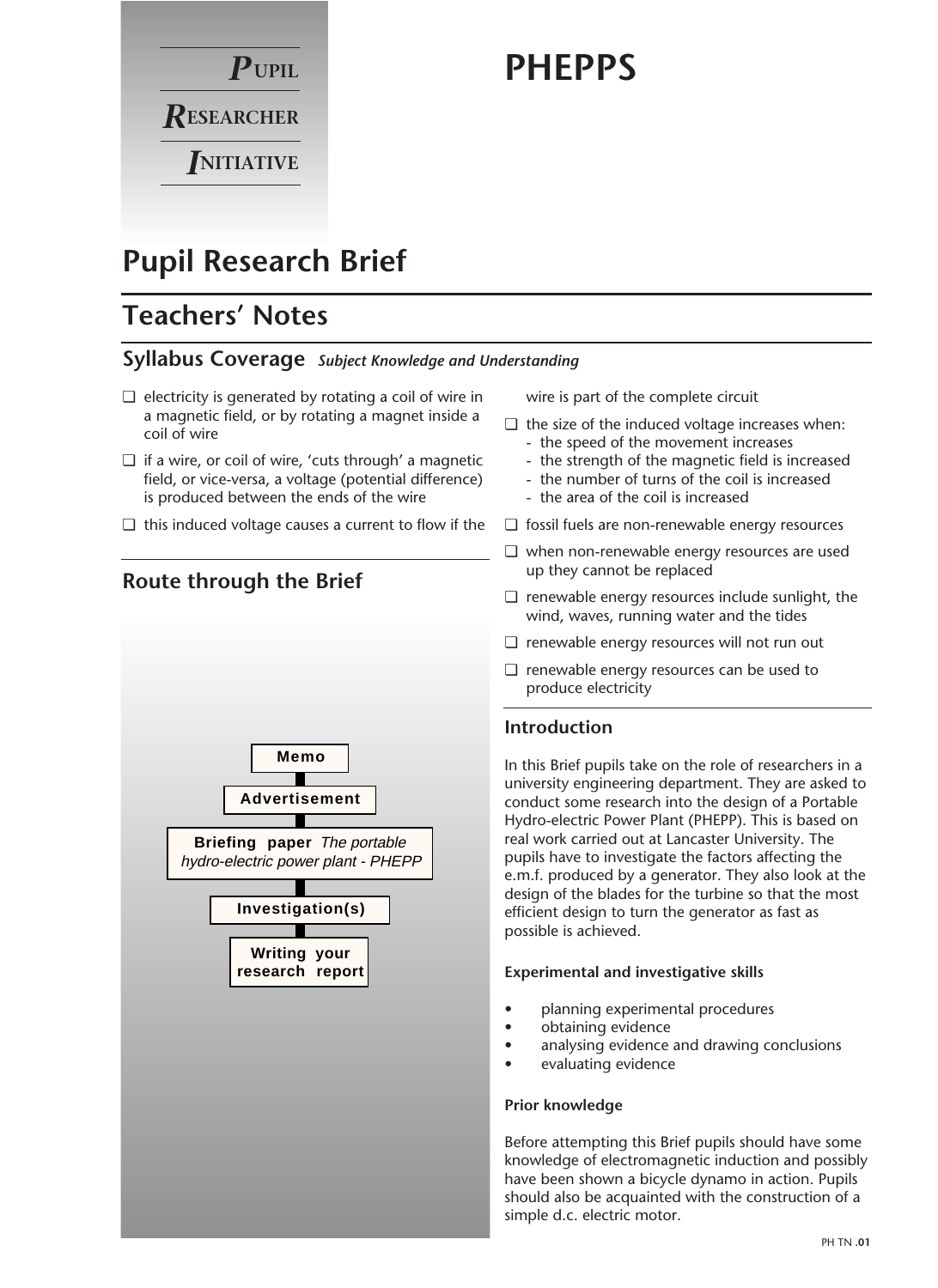**P**UPIL

**R**ESEARCHER

**I**NITIATIVE

# PHEPPS

# Pupil Research Brief

## Teachers' Notes

### Syllabus Coverage *Subject Knowledge and Understanding*

- ❑ electricity is generated by rotating a coil of wire in a magnetic field, or by rotating a magnet inside a coil of wire
- ❑ if a wire, or coil of wire, 'cuts through' a magnetic field, or vice-versa, a voltage (potential difference) is produced between the ends of the wire
- ❑ this induced voltage causes a current to flow if the wire is part of the complete circuit
- ❑ the size of the induced voltage increases when:
  - the speed of the movement increases
  - the strength of the magnetic field is increased
  - the number of turns of the coil is increased
  - the area of the coil is increased
- ❑ fossil fuels are non-renewable energy resources
- ❑ when non-renewable energy resources are used up they cannot be replaced
- ❑ renewable energy resources include sunlight, the wind, waves, running water and the tides
- ❑ renewable energy resources will not run out
- ❑ renewable energy resources can be used to produce electricity

### Route through the Brief

**Memo**

↓

**Advertisement**

↓

**Briefing paper** *The portable hydro-electric power plant - PHEPP*

↓

**Investigation(s)**

↓

**Writing your research report**

### Introduction

In this Brief pupils take on the role of researchers in a university engineering department. They are asked to conduct some research into the design of a Portable Hydro-electric Power Plant (PHEPP). This is based on real work carried out at Lancaster University. The pupils have to investigate the factors affecting the e.m.f. produced by a generator. They also look at the design of the blades for the turbine so that the most efficient design to turn the generator as fast as possible is achieved.

#### Experimental and investigative skills

- planning experimental procedures
- obtaining evidence
- analysing evidence and drawing conclusions
- evaluating evidence

#### Prior knowledge

Before attempting this Brief pupils should have some knowledge of electromagnetic induction and possibly have been shown a bicycle dynamo in action. Pupils should also be acquainted with the construction of a simple d.c. electric motor.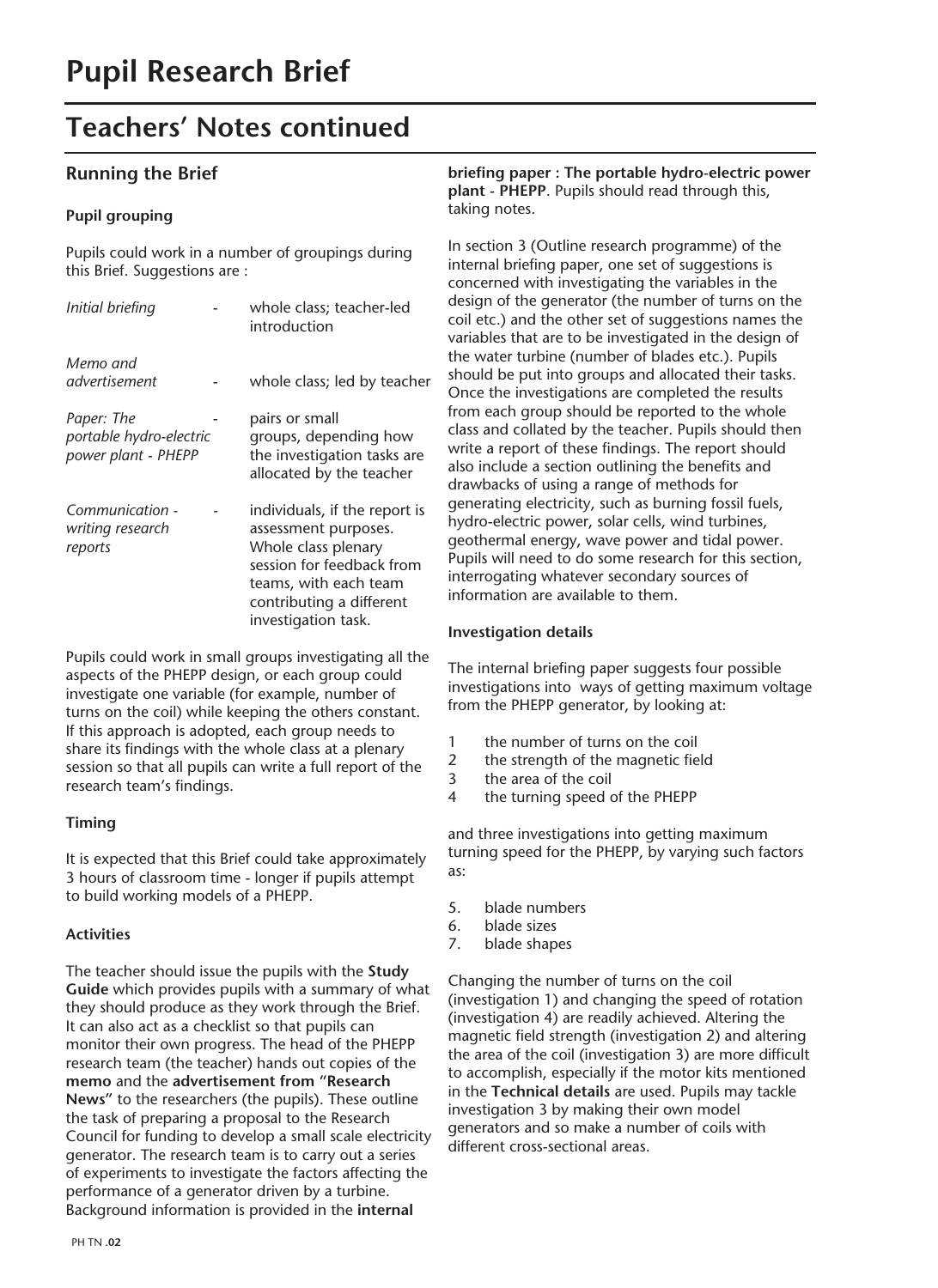# Pupil Research Brief

## Teachers' Notes continued

### Running the Brief

#### Pupil grouping

Pupils could work in a number of groupings during this Brief. Suggestions are :

| | | |
|---|---|---|
| *Initial briefing* | - | whole class; teacher-led introduction |
| *Memo and advertisement* | - | whole class; led by teacher |
| *Paper: The portable hydro-electric power plant - PHEPP* | - | pairs or small groups, depending how the investigation tasks are allocated by the teacher |
| *Communication - writing research reports* | - | individuals, if the report is assessment purposes. Whole class plenary session for feedback from teams, with each team contributing a different investigation task. |

Pupils could work in small groups investigating all the aspects of the PHEPP design, or each group could investigate one variable (for example, number of turns on the coil) while keeping the others constant. If this approach is adopted, each group needs to share its findings with the whole class at a plenary session so that all pupils can write a full report of the research team's findings.

#### Timing

It is expected that this Brief could take approximately 3 hours of classroom time - longer if pupils attempt to build working models of a PHEPP.

#### Activities

The teacher should issue the pupils with the **Study Guide** which provides pupils with a summary of what they should produce as they work through the Brief. It can also act as a checklist so that pupils can monitor their own progress. The head of the PHEPP research team (the teacher) hands out copies of the **memo** and the **advertisement from "Research News"** to the researchers (the pupils). These outline the task of preparing a proposal to the Research Council for funding to develop a small scale electricity generator. The research team is to carry out a series of experiments to investigate the factors affecting the performance of a generator driven by a turbine. Background information is provided in the **internal briefing paper : The portable hydro-electric power plant - PHEPP**. Pupils should read through this, taking notes.

In section 3 (Outline research programme) of the internal briefing paper, one set of suggestions is concerned with investigating the variables in the design of the generator (the number of turns on the coil etc.) and the other set of suggestions names the variables that are to be investigated in the design of the water turbine (number of blades etc.). Pupils should be put into groups and allocated their tasks. Once the investigations are completed the results from each group should be reported to the whole class and collated by the teacher. Pupils should then write a report of these findings. The report should also include a section outlining the benefits and drawbacks of using a range of methods for generating electricity, such as burning fossil fuels, hydro-electric power, solar cells, wind turbines, geothermal energy, wave power and tidal power. Pupils will need to do some research for this section, interrogating whatever secondary sources of information are available to them.

#### Investigation details

The internal briefing paper suggests four possible investigations into ways of getting maximum voltage from the PHEPP generator, by looking at:

1. the number of turns on the coil
2. the strength of the magnetic field
3. the area of the coil
4. the turning speed of the PHEPP

and three investigations into getting maximum turning speed for the PHEPP, by varying such factors as:

5. blade numbers
6. blade sizes
7. blade shapes

Changing the number of turns on the coil (investigation 1) and changing the speed of rotation (investigation 4) are readily achieved. Altering the magnetic field strength (investigation 2) and altering the area of the coil (investigation 3) are more difficult to accomplish, especially if the motor kits mentioned in the **Technical details** are used. Pupils may tackle investigation 3 by making their own model generators and so make a number of coils with different cross-sectional areas.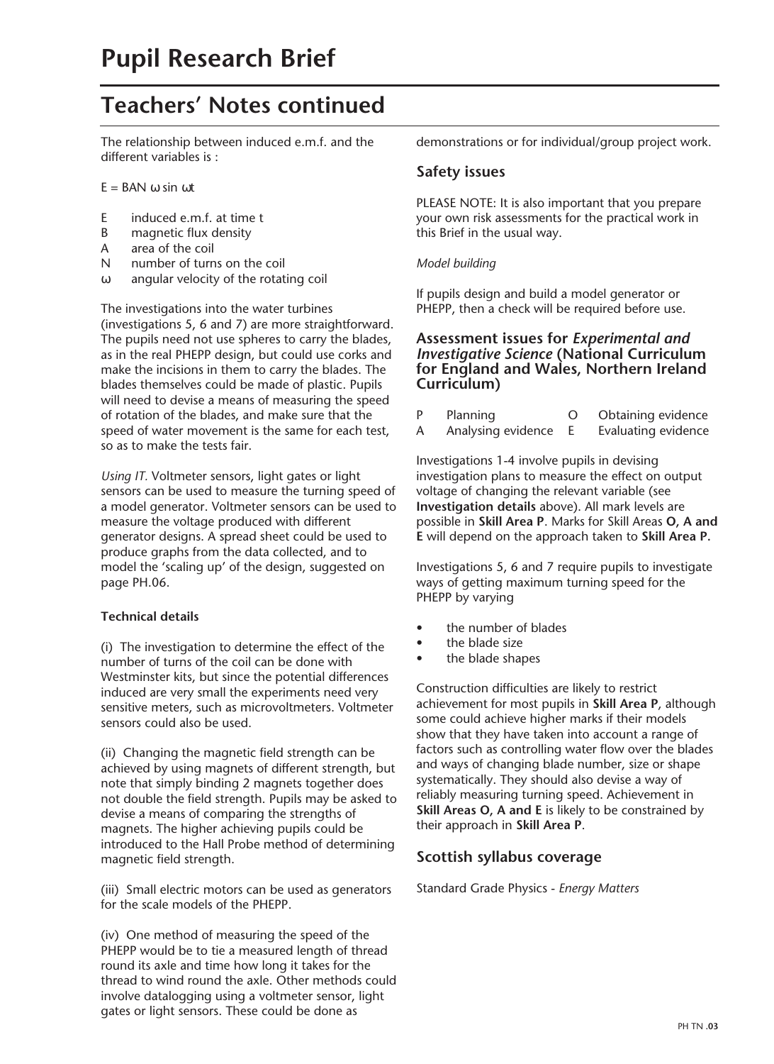# Pupil Research Brief

## Teachers' Notes continued

The relationship between induced e.m.f. and the different variables is :

$$E = BAN\,\omega \sin \omega t$$

- E — induced e.m.f. at time t
- B — magnetic flux density
- A — area of the coil
- N — number of turns on the coil
- $\omega$ — angular velocity of the rotating coil

The investigations into the water turbines (investigations 5, 6 and 7) are more straightforward. The pupils need not use spheres to carry the blades, as in the real PHEPP design, but could use corks and make the incisions in them to carry the blades. The blades themselves could be made of plastic. Pupils will need to devise a means of measuring the speed of rotation of the blades, and make sure that the speed of water movement is the same for each test, so as to make the tests fair.

*Using IT.* Voltmeter sensors, light gates or light sensors can be used to measure the turning speed of a model generator. Voltmeter sensors can be used to measure the voltage produced with different generator designs. A spread sheet could be used to produce graphs from the data collected, and to model the 'scaling up' of the design, suggested on page PH.06.

**Technical details**

(i) The investigation to determine the effect of the number of turns of the coil can be done with Westminster kits, but since the potential differences induced are very small the experiments need very sensitive meters, such as microvoltmeters. Voltmeter sensors could also be used.

(ii) Changing the magnetic field strength can be achieved by using magnets of different strength, but note that simply binding 2 magnets together does not double the field strength. Pupils may be asked to devise a means of comparing the strengths of magnets. The higher achieving pupils could be introduced to the Hall Probe method of determining magnetic field strength.

(iii) Small electric motors can be used as generators for the scale models of the PHEPP.

(iv) One method of measuring the speed of the PHEPP would be to tie a measured length of thread round its axle and time how long it takes for the thread to wind round the axle. Other methods could involve datalogging using a voltmeter sensor, light gates or light sensors. These could be done as demonstrations or for individual/group project work.

### Safety issues

PLEASE NOTE: It is also important that you prepare your own risk assessments for the practical work in this Brief in the usual way.

*Model building*

If pupils design and build a model generator or PHEPP, then a check will be required before use.

### Assessment issues for *Experimental and Investigative Science* (National Curriculum for England and Wales, Northern Ireland Curriculum)

| | | | |
|---|---|---|---|
| P | Planning | O | Obtaining evidence |
| A | Analysing evidence | E | Evaluating evidence |

Investigations 1-4 involve pupils in devising investigation plans to measure the effect on output voltage of changing the relevant variable (see **Investigation details** above). All mark levels are possible in **Skill Area P**. Marks for Skill Areas **O, A and E** will depend on the approach taken to **Skill Area P.**

Investigations 5, 6 and 7 require pupils to investigate ways of getting maximum turning speed for the PHEPP by varying

- the number of blades
- the blade size
- the blade shapes

Construction difficulties are likely to restrict achievement for most pupils in **Skill Area P**, although some could achieve higher marks if their models show that they have taken into account a range of factors such as controlling water flow over the blades and ways of changing blade number, size or shape systematically. They should also devise a way of reliably measuring turning speed. Achievement in **Skill Areas O, A and E** is likely to be constrained by their approach in **Skill Area P**.

### Scottish syllabus coverage

Standard Grade Physics - *Energy Matters*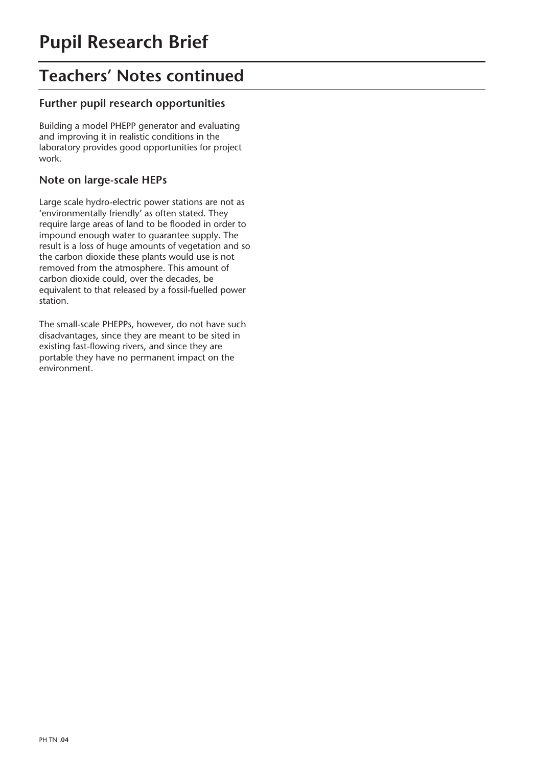# Pupil Research Brief

## Teachers' Notes continued

### Further pupil research opportunities

Building a model PHEPP generator and evaluating and improving it in realistic conditions in the laboratory provides good opportunities for project work.

### Note on large-scale HEPs

Large scale hydro-electric power stations are not as 'environmentally friendly' as often stated. They require large areas of land to be flooded in order to impound enough water to guarantee supply. The result is a loss of huge amounts of vegetation and so the carbon dioxide these plants would use is not removed from the atmosphere. This amount of carbon dioxide could, over the decades, be equivalent to that released by a fossil-fuelled power station.

The small-scale PHEPPs, however, do not have such disadvantages, since they are meant to be sited in existing fast-flowing rivers, and since they are portable they have no permanent impact on the environment.